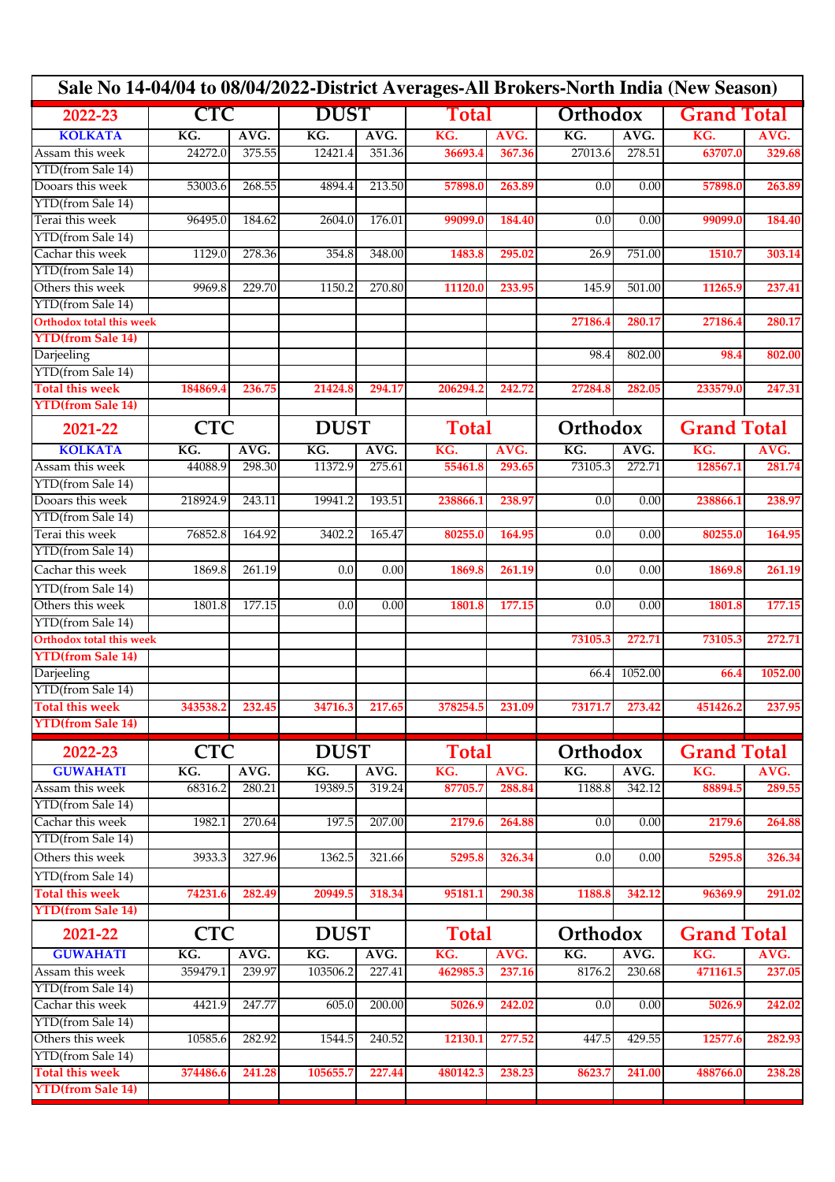# Sale No 14-04/04 to 08/04/2022-District Averages-All Brokers-North India (New Season)

| 2022-23 | CTC | | DUST | | Total | | Orthodox | | Grand Total | |
|---|---|---|---|---|---|---|---|---|---|---|
| KOLKATA | KG. | AVG. | KG. | AVG. | KG. | AVG. | KG. | AVG. | KG. | AVG. |
| Assam this week | 24272.0 | 375.55 | 12421.4 | 351.36 | 36693.4 | 367.36 | 27013.6 | 278.51 | 63707.0 | 329.68 |
| YTD(from Sale 14) | | | | | | | | | | |
| Dooars this week | 53003.6 | 268.55 | 4894.4 | 213.50 | 57898.0 | 263.89 | 0.0 | 0.00 | 57898.0 | 263.89 |
| YTD(from Sale 14) | | | | | | | | | | |
| Terai this week | 96495.0 | 184.62 | 2604.0 | 176.01 | 99099.0 | 184.40 | 0.0 | 0.00 | 99099.0 | 184.40 |
| YTD(from Sale 14) | | | | | | | | | | |
| Cachar this week | 1129.0 | 278.36 | 354.8 | 348.00 | 1483.8 | 295.02 | 26.9 | 751.00 | 1510.7 | 303.14 |
| YTD(from Sale 14) | | | | | | | | | | |
| Others this week | 9969.8 | 229.70 | 1150.2 | 270.80 | 11120.0 | 233.95 | 145.9 | 501.00 | 11265.9 | 237.41 |
| YTD(from Sale 14) | | | | | | | | | | |
| Orthodox total this week | | | | | | | 27186.4 | 280.17 | 27186.4 | 280.17 |
| YTD(from Sale 14) | | | | | | | | | | |
| Darjeeling | | | | | | | 98.4 | 802.00 | 98.4 | 802.00 |
| YTD(from Sale 14) | | | | | | | | | | |
| Total this week | 184869.4 | 236.75 | 21424.8 | 294.17 | 206294.2 | 242.72 | 27284.8 | 282.05 | 233579.0 | 247.31 |
| YTD(from Sale 14) | | | | | | | | | | |

| 2021-22 | CTC | | DUST | | Total | | Orthodox | | Grand Total | |
|---|---|---|---|---|---|---|---|---|---|---|
| KOLKATA | KG. | AVG. | KG. | AVG. | KG. | AVG. | KG. | AVG. | KG. | AVG. |
| Assam this week | 44088.9 | 298.30 | 11372.9 | 275.61 | 55461.8 | 293.65 | 73105.3 | 272.71 | 128567.1 | 281.74 |
| YTD(from Sale 14) | | | | | | | | | | |
| Dooars this week | 218924.9 | 243.11 | 19941.2 | 193.51 | 238866.1 | 238.97 | 0.0 | 0.00 | 238866.1 | 238.97 |
| YTD(from Sale 14) | | | | | | | | | | |
| Terai this week | 76852.8 | 164.92 | 3402.2 | 165.47 | 80255.0 | 164.95 | 0.0 | 0.00 | 80255.0 | 164.95 |
| YTD(from Sale 14) | | | | | | | | | | |
| Cachar this week | 1869.8 | 261.19 | 0.0 | 0.00 | 1869.8 | 261.19 | 0.0 | 0.00 | 1869.8 | 261.19 |
| YTD(from Sale 14) | | | | | | | | | | |
| Others this week | 1801.8 | 177.15 | 0.0 | 0.00 | 1801.8 | 177.15 | 0.0 | 0.00 | 1801.8 | 177.15 |
| YTD(from Sale 14) | | | | | | | | | | |
| Orthodox total this week | | | | | | | 73105.3 | 272.71 | 73105.3 | 272.71 |
| YTD(from Sale 14) | | | | | | | | | | |
| Darjeeling | | | | | | | 66.4 | 1052.00 | 66.4 | 1052.00 |
| YTD(from Sale 14) | | | | | | | | | | |
| Total this week | 343538.2 | 232.45 | 34716.3 | 217.65 | 378254.5 | 231.09 | 73171.7 | 273.42 | 451426.2 | 237.95 |
| YTD(from Sale 14) | | | | | | | | | | |

| 2022-23 | CTC | | DUST | | Total | | Orthodox | | Grand Total | |
|---|---|---|---|---|---|---|---|---|---|---|
| GUWAHATI | KG. | AVG. | KG. | AVG. | KG. | AVG. | KG. | AVG. | KG. | AVG. |
| Assam this week | 68316.2 | 280.21 | 19389.5 | 319.24 | 87705.7 | 288.84 | 1188.8 | 342.12 | 88894.5 | 289.55 |
| YTD(from Sale 14) | | | | | | | | | | |
| Cachar this week | 1982.1 | 270.64 | 197.5 | 207.00 | 2179.6 | 264.88 | 0.0 | 0.00 | 2179.6 | 264.88 |
| YTD(from Sale 14) | | | | | | | | | | |
| Others this week | 3933.3 | 327.96 | 1362.5 | 321.66 | 5295.8 | 326.34 | 0.0 | 0.00 | 5295.8 | 326.34 |
| YTD(from Sale 14) | | | | | | | | | | |
| Total this week | 74231.6 | 282.49 | 20949.5 | 318.34 | 95181.1 | 290.38 | 1188.8 | 342.12 | 96369.9 | 291.02 |
| YTD(from Sale 14) | | | | | | | | | | |

| 2021-22 | CTC | | DUST | | Total | | Orthodox | | Grand Total | |
|---|---|---|---|---|---|---|---|---|---|---|
| GUWAHATI | KG. | AVG. | KG. | AVG. | KG. | AVG. | KG. | AVG. | KG. | AVG. |
| Assam this week | 359479.1 | 239.97 | 103506.2 | 227.41 | 462985.3 | 237.16 | 8176.2 | 230.68 | 471161.5 | 237.05 |
| YTD(from Sale 14) | | | | | | | | | | |
| Cachar this week | 4421.9 | 247.77 | 605.0 | 200.00 | 5026.9 | 242.02 | 0.0 | 0.00 | 5026.9 | 242.02 |
| YTD(from Sale 14) | | | | | | | | | | |
| Others this week | 10585.6 | 282.92 | 1544.5 | 240.52 | 12130.1 | 277.52 | 447.5 | 429.55 | 12577.6 | 282.93 |
| YTD(from Sale 14) | | | | | | | | | | |
| Total this week | 374486.6 | 241.28 | 105655.7 | 227.44 | 480142.3 | 238.23 | 8623.7 | 241.00 | 488766.0 | 238.28 |
| YTD(from Sale 14) | | | | | | | | | | |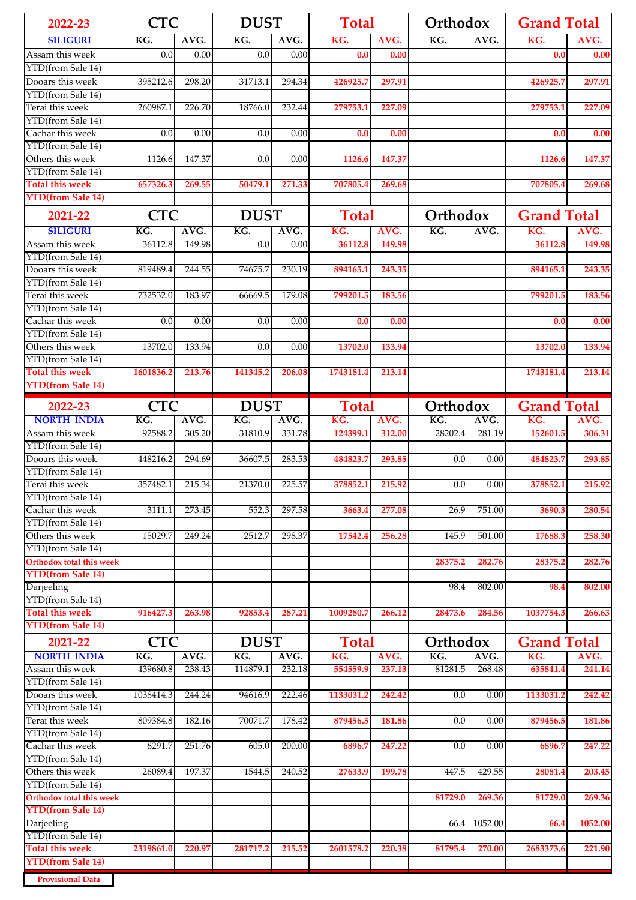| 2022-23 | CTC | | DUST | | Total | | Orthodox | | Grand Total | |
|---|---|---|---|---|---|---|---|---|---|---|
| SILIGURI | KG. | AVG. | KG. | AVG. | KG. | AVG. | KG. | AVG. | KG. | AVG. |
| Assam this week | 0.0 | 0.00 | 0.0 | 0.00 | 0.0 | 0.00 | | | 0.0 | 0.00 |
| YTD(from Sale 14) | | | | | | | | | | |
| Dooars this week | 395212.6 | 298.20 | 31713.1 | 294.34 | 426925.7 | 297.91 | | | 426925.7 | 297.91 |
| YTD(from Sale 14) | | | | | | | | | | |
| Terai this week | 260987.1 | 226.70 | 18766.0 | 232.44 | 279753.1 | 227.09 | | | 279753.1 | 227.09 |
| YTD(from Sale 14) | | | | | | | | | | |
| Cachar this week | 0.0 | 0.00 | 0.0 | 0.00 | 0.0 | 0.00 | | | 0.0 | 0.00 |
| YTD(from Sale 14) | | | | | | | | | | |
| Others this week | 1126.6 | 147.37 | 0.0 | 0.00 | 1126.6 | 147.37 | | | 1126.6 | 147.37 |
| YTD(from Sale 14) | | | | | | | | | | |
| Total this week | 657326.3 | 269.55 | 50479.1 | 271.33 | 707805.4 | 269.68 | | | 707805.4 | 269.68 |
| YTD(from Sale 14) | | | | | | | | | | |

| 2021-22 | CTC | | DUST | | Total | | Orthodox | | Grand Total | |
|---|---|---|---|---|---|---|---|---|---|---|
| SILIGURI | KG. | AVG. | KG. | AVG. | KG. | AVG. | KG. | AVG. | KG. | AVG. |
| Assam this week | 36112.8 | 149.98 | 0.0 | 0.00 | 36112.8 | 149.98 | | | 36112.8 | 149.98 |
| YTD(from Sale 14) | | | | | | | | | | |
| Dooars this week | 819489.4 | 244.55 | 74675.7 | 230.19 | 894165.1 | 243.35 | | | 894165.1 | 243.35 |
| YTD(from Sale 14) | | | | | | | | | | |
| Terai this week | 732532.0 | 183.97 | 66669.5 | 179.08 | 799201.5 | 183.56 | | | 799201.5 | 183.56 |
| YTD(from Sale 14) | | | | | | | | | | |
| Cachar this week | 0.0 | 0.00 | 0.0 | 0.00 | 0.0 | 0.00 | | | 0.0 | 0.00 |
| YTD(from Sale 14) | | | | | | | | | | |
| Others this week | 13702.0 | 133.94 | 0.0 | 0.00 | 13702.0 | 133.94 | | | 13702.0 | 133.94 |
| YTD(from Sale 14) | | | | | | | | | | |
| Total this week | 1601836.2 | 213.76 | 141345.2 | 206.08 | 1743181.4 | 213.14 | | | 1743181.4 | 213.14 |
| YTD(from Sale 14) | | | | | | | | | | |

| 2022-23 | CTC | | DUST | | Total | | Orthodox | | Grand Total | |
|---|---|---|---|---|---|---|---|---|---|---|
| NORTH INDIA | KG. | AVG. | KG. | AVG. | KG. | AVG. | KG. | AVG. | KG. | AVG. |
| Assam this week | 92588.2 | 305.20 | 31810.9 | 331.78 | 124399.1 | 312.00 | 28202.4 | 281.19 | 152601.5 | 306.31 |
| YTD(from Sale 14) | | | | | | | | | | |
| Dooars this week | 448216.2 | 294.69 | 36607.5 | 283.53 | 484823.7 | 293.85 | 0.0 | 0.00 | 484823.7 | 293.85 |
| YTD(from Sale 14) | | | | | | | | | | |
| Terai this week | 357482.1 | 215.34 | 21370.0 | 225.57 | 378852.1 | 215.92 | 0.0 | 0.00 | 378852.1 | 215.92 |
| YTD(from Sale 14) | | | | | | | | | | |
| Cachar this week | 3111.1 | 273.45 | 552.3 | 297.58 | 3663.4 | 277.08 | 26.9 | 751.00 | 3690.3 | 280.54 |
| YTD(from Sale 14) | | | | | | | | | | |
| Others this week | 15029.7 | 249.24 | 2512.7 | 298.37 | 17542.4 | 256.28 | 145.9 | 501.00 | 17688.3 | 258.30 |
| YTD(from Sale 14) | | | | | | | | | | |
| Orthodox total this week | | | | | | | 28375.2 | 282.76 | 28375.2 | 282.76 |
| YTD(from Sale 14) | | | | | | | | | | |
| Darjeeling | | | | | | | 98.4 | 802.00 | 98.4 | 802.00 |
| YTD(from Sale 14) | | | | | | | | | | |
| Total this week | 916427.3 | 263.98 | 92853.4 | 287.21 | 1009280.7 | 266.12 | 28473.6 | 284.56 | 1037754.3 | 266.63 |
| YTD(from Sale 14) | | | | | | | | | | |

| 2021-22 | CTC | | DUST | | Total | | Orthodox | | Grand Total | |
|---|---|---|---|---|---|---|---|---|---|---|
| NORTH INDIA | KG. | AVG. | KG. | AVG. | KG. | AVG. | KG. | AVG. | KG. | AVG. |
| Assam this week | 439680.8 | 238.43 | 114879.1 | 232.18 | 554559.9 | 237.13 | 81281.5 | 268.48 | 635841.4 | 241.14 |
| YTD(from Sale 14) | | | | | | | | | | |
| Dooars this week | 1038414.3 | 244.24 | 94616.9 | 222.46 | 1133031.2 | 242.42 | 0.0 | 0.00 | 1133031.2 | 242.42 |
| YTD(from Sale 14) | | | | | | | | | | |
| Terai this week | 809384.8 | 182.16 | 70071.7 | 178.42 | 879456.5 | 181.86 | 0.0 | 0.00 | 879456.5 | 181.86 |
| YTD(from Sale 14) | | | | | | | | | | |
| Cachar this week | 6291.7 | 251.76 | 605.0 | 200.00 | 6896.7 | 247.22 | 0.0 | 0.00 | 6896.7 | 247.22 |
| YTD(from Sale 14) | | | | | | | | | | |
| Others this week | 26089.4 | 197.37 | 1544.5 | 240.52 | 27633.9 | 199.78 | 447.5 | 429.55 | 28081.4 | 203.45 |
| YTD(from Sale 14) | | | | | | | | | | |
| Orthodox total this week | | | | | | | 81729.0 | 269.36 | 81729.0 | 269.36 |
| YTD(from Sale 14) | | | | | | | | | | |
| Darjeeling | | | | | | | 66.4 | 1052.00 | 66.4 | 1052.00 |
| YTD(from Sale 14) | | | | | | | | | | |
| Total this week | 2319861.0 | 220.97 | 281717.2 | 215.52 | 2601578.2 | 220.38 | 81795.4 | 270.00 | 2683373.6 | 221.90 |
| YTD(from Sale 14) | | | | | | | | | | |

Provisional Data